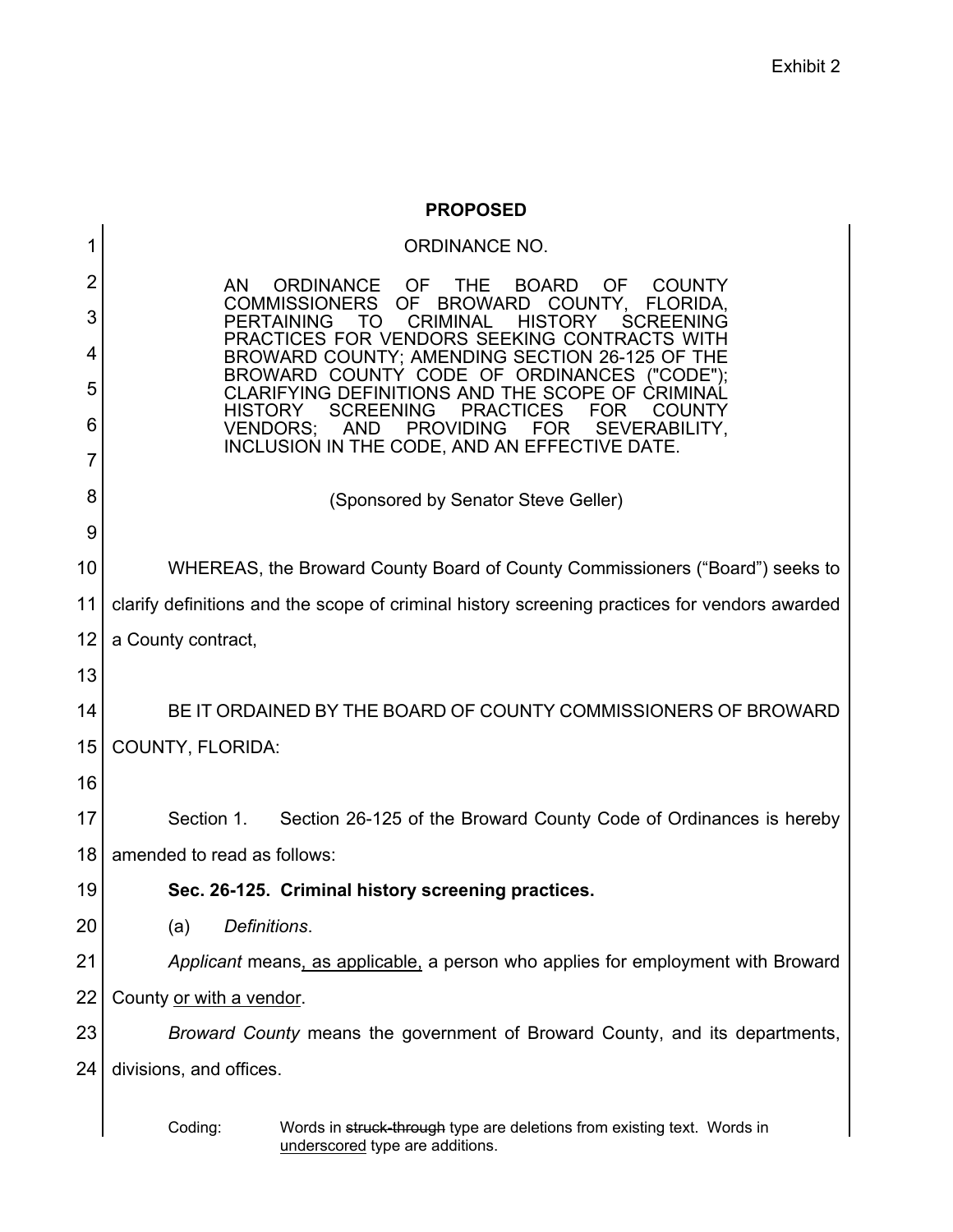Exhibit 2

**PROPOSED**

ORDINANCE NO.

AN ORDINANCE OF THE BOARD OF COUNTY COMMISSIONERS OF BROWARD COUNTY, FLORIDA, PERTAINING TO CRIMINAL HISTORY SCREENING PRACTICES FOR VENDORS SEEKING CONTRACTS WITH BROWARD COUNTY; AMENDING SECTION 26-125 OF THE BROWARD COUNTY CODE OF ORDINANCES ("CODE"); CLARIFYING DEFINITIONS AND THE SCOPE OF CRIMINAL HISTORY SCREENING PRACTICES FOR COUNTY VENDORS; AND PROVIDING FOR SEVERABILITY, INCLUSION IN THE CODE, AND AN EFFECTIVE DATE.

(Sponsored by Senator Steve Geller)

WHEREAS, the Broward County Board of County Commissioners ("Board") seeks to clarify definitions and the scope of criminal history screening practices for vendors awarded a County contract,

BE IT ORDAINED BY THE BOARD OF COUNTY COMMISSIONERS OF BROWARD COUNTY, FLORIDA:

Section 1. Section 26-125 of the Broward County Code of Ordinances is hereby amended to read as follows:

**Sec. 26-125. Criminal history screening practices.**

(a) *Definitions*.

*Applicant* means<u>, as applicable,</u> a person who applies for employment with Broward County <u>or with a vendor</u>.

*Broward County* means the government of Broward County, and its departments, divisions, and offices.

Coding: Words in ~~struck-through~~ type are deletions from existing text. Words in <u>underscored</u> type are additions.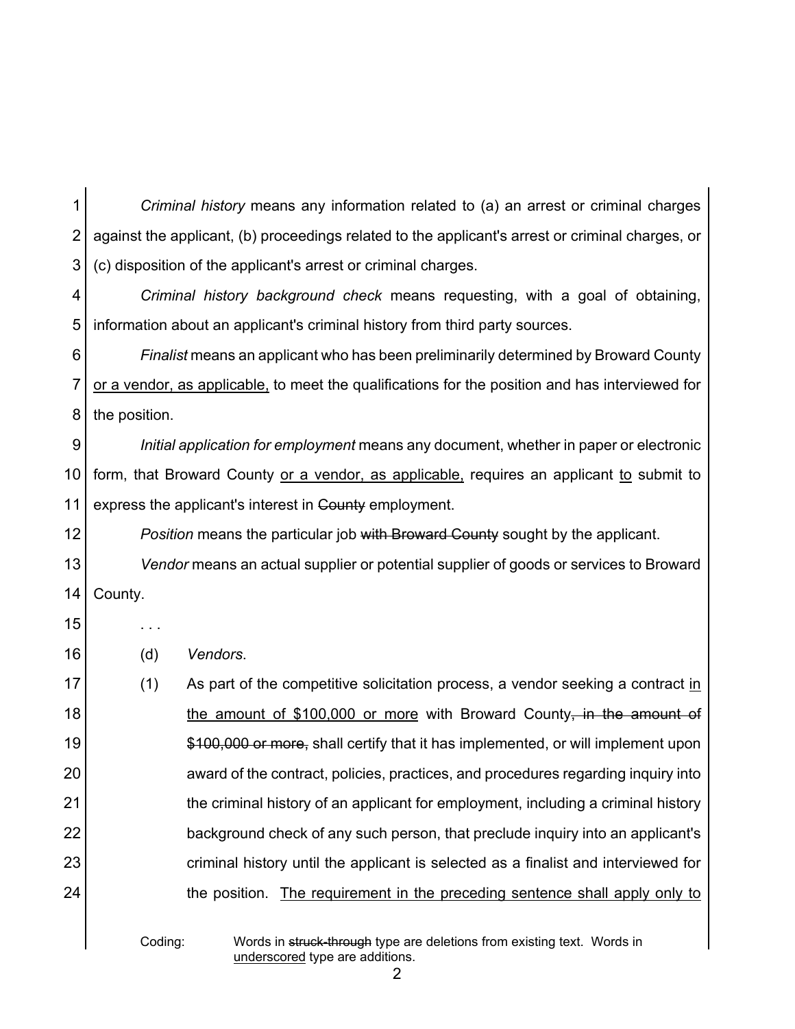*Criminal history* means any information related to (a) an arrest or criminal charges against the applicant, (b) proceedings related to the applicant's arrest or criminal charges, or (c) disposition of the applicant's arrest or criminal charges.

*Criminal history background check* means requesting, with a goal of obtaining, information about an applicant's criminal history from third party sources.

*Finalist* means an applicant who has been preliminarily determined by Broward County <u>or a vendor, as applicable,</u> to meet the qualifications for the position and has interviewed for the position.

*Initial application for employment* means any document, whether in paper or electronic form, that Broward County <u>or a vendor, as applicable,</u> requires an applicant <u>to</u> submit to express the applicant's interest in ~~County~~ employment.

*Position* means the particular job ~~with Broward County~~ sought by the applicant.

*Vendor* means an actual supplier or potential supplier of goods or services to Broward County.

. . .

(d) *Vendors*.

(1) As part of the competitive solicitation process, a vendor seeking a contract <u>in the amount of $100,000 or more</u> with Broward County~~, in the amount of $100,000 or more,~~ shall certify that it has implemented, or will implement upon award of the contract, policies, practices, and procedures regarding inquiry into the criminal history of an applicant for employment, including a criminal history background check of any such person, that preclude inquiry into an applicant's criminal history until the applicant is selected as a finalist and interviewed for the position. <u>The requirement in the preceding sentence shall apply only to</u>

Coding: Words in ~~struck-through~~ type are deletions from existing text. Words in <u>underscored</u> type are additions.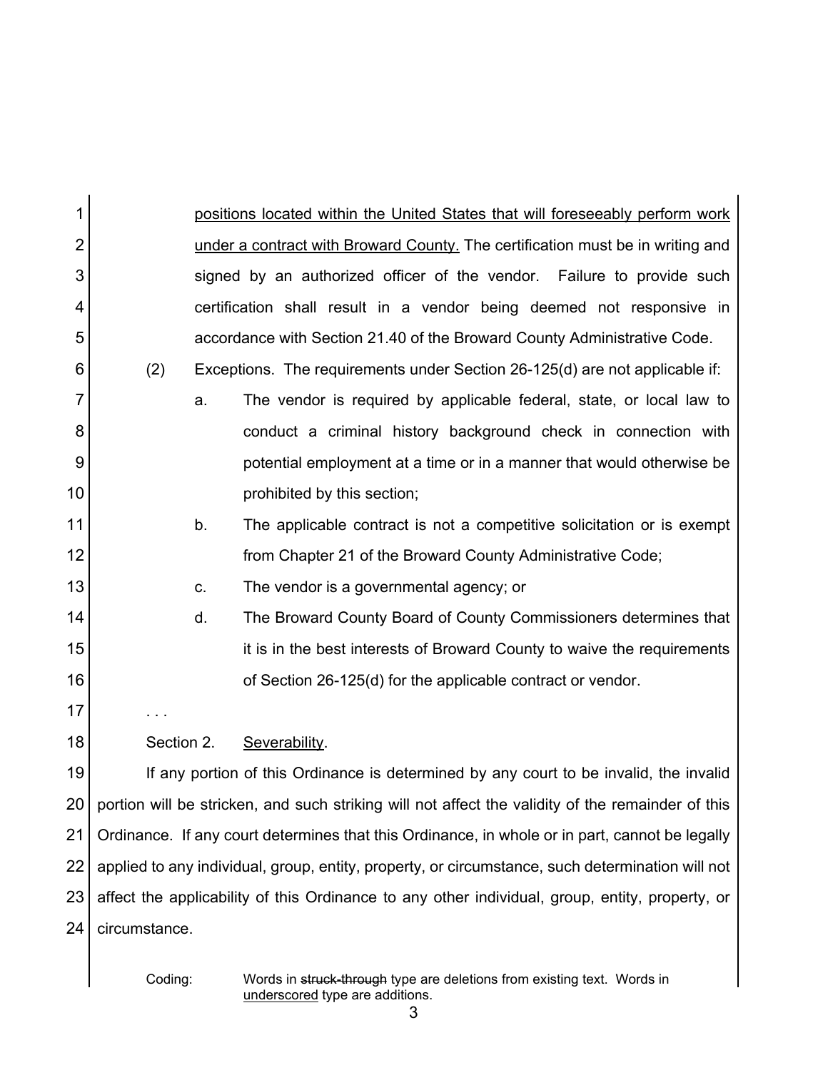positions located within the United States that will foreseeably perform work under a contract with Broward County. The certification must be in writing and signed by an authorized officer of the vendor. Failure to provide such certification shall result in a vendor being deemed not responsive in accordance with Section 21.40 of the Broward County Administrative Code.

(2) Exceptions. The requirements under Section 26-125(d) are not applicable if:

a. The vendor is required by applicable federal, state, or local law to conduct a criminal history background check in connection with potential employment at a time or in a manner that would otherwise be prohibited by this section;

b. The applicable contract is not a competitive solicitation or is exempt from Chapter 21 of the Broward County Administrative Code;

c. The vendor is a governmental agency; or

d. The Broward County Board of County Commissioners determines that it is in the best interests of Broward County to waive the requirements of Section 26-125(d) for the applicable contract or vendor.

. . .

Section 2. Severability.

If any portion of this Ordinance is determined by any court to be invalid, the invalid portion will be stricken, and such striking will not affect the validity of the remainder of this Ordinance. If any court determines that this Ordinance, in whole or in part, cannot be legally applied to any individual, group, entity, property, or circumstance, such determination will not affect the applicability of this Ordinance to any other individual, group, entity, property, or circumstance.

Coding: Words in ~~struck-through~~ type are deletions from existing text. Words in underscored type are additions.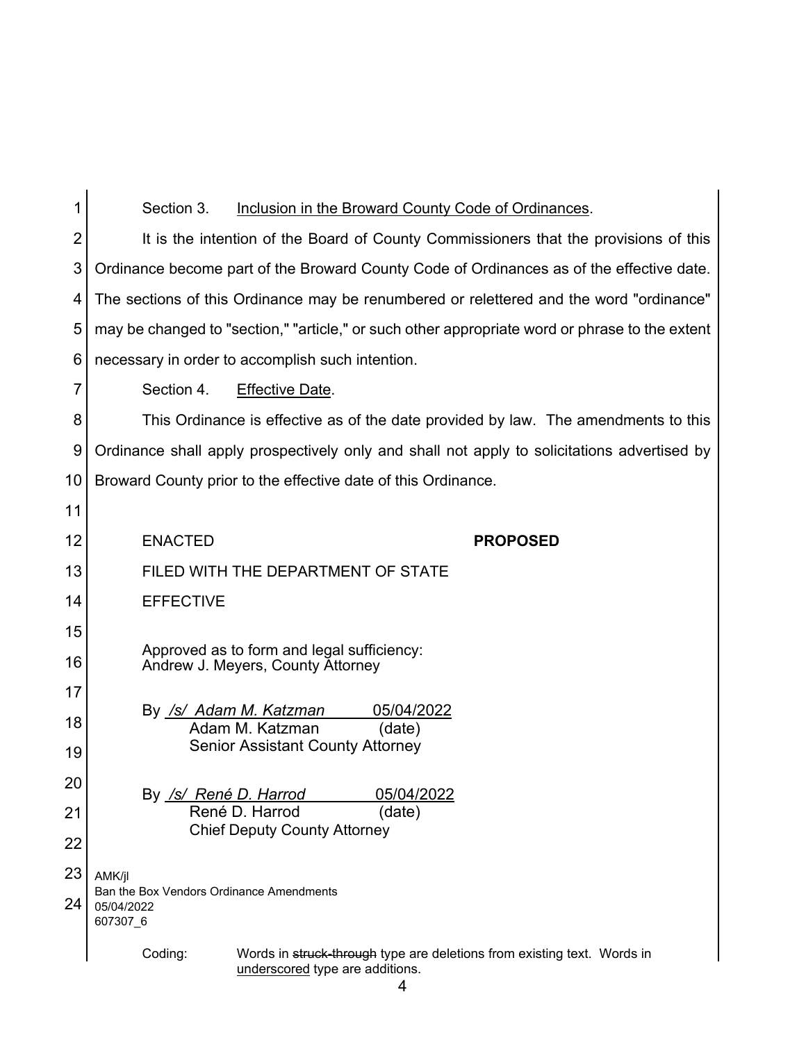Section 3. Inclusion in the Broward County Code of Ordinances.

It is the intention of the Board of County Commissioners that the provisions of this Ordinance become part of the Broward County Code of Ordinances as of the effective date. The sections of this Ordinance may be renumbered or relettered and the word "ordinance" may be changed to "section," "article," or such other appropriate word or phrase to the extent necessary in order to accomplish such intention.

Section 4. Effective Date.

This Ordinance is effective as of the date provided by law. The amendments to this Ordinance shall apply prospectively only and shall not apply to solicitations advertised by Broward County prior to the effective date of this Ordinance.

ENACTED **PROPOSED**

FILED WITH THE DEPARTMENT OF STATE

EFFECTIVE

Approved as to form and legal sufficiency:
Andrew J. Meyers, County Attorney

By */s/ Adam M. Katzman* 05/04/2022
Adam M. Katzman (date)
Senior Assistant County Attorney

By */s/ René D. Harrod* 05/04/2022
René D. Harrod (date)
Chief Deputy County Attorney

AMK/jl
Ban the Box Vendors Ordinance Amendments
05/04/2022
607307_6

Coding: Words in ~~struck-through~~ type are deletions from existing text. Words in underscored type are additions.